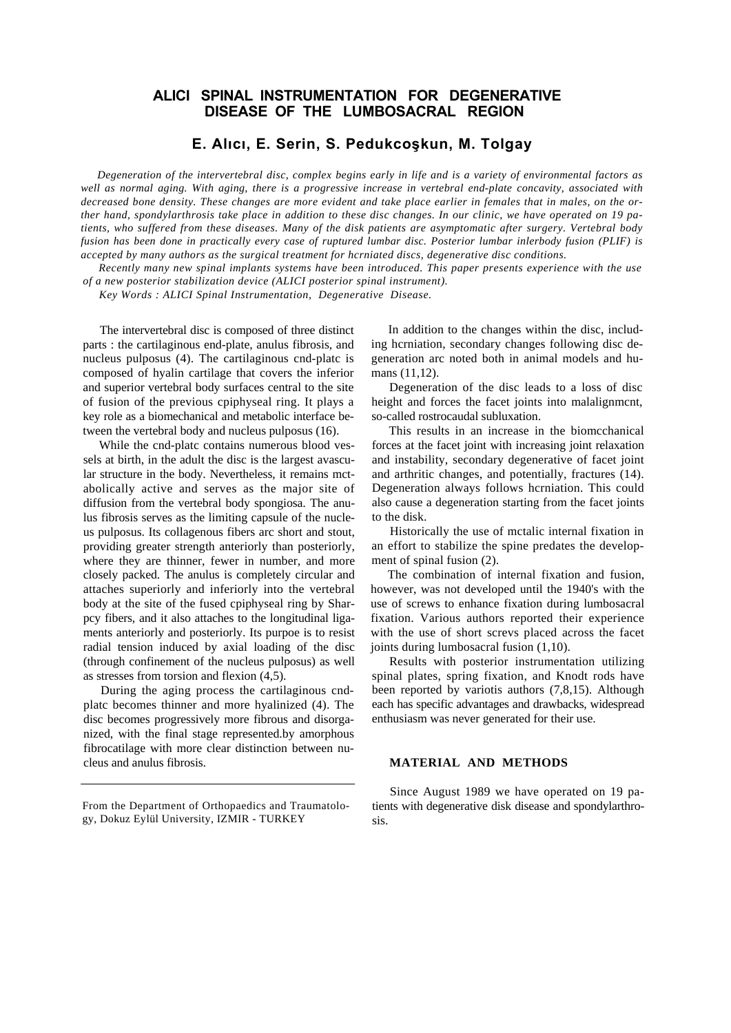# ALICI SPINAL INSTRUMENTATION FOR DEGENERATIVE DISEASE OF THE LUMBOSACRAL REGION

## E. Alıcı, E. Serin, S. Pedukcoşkun, M. Tolgay

*Degeneration of the intervertebral disc, complex begins early in life and is a variety of environmental factors as well as normal aging. With aging, there is a progressive increase in vertebral end-plate concavity, associated with decreased bone density. These changes are more evident and take place earlier in females that in males, on the orther hand, spondylarthrosis take place in addition to these disc changes. In our clinic, we have operated on 19 patients, who suffered from these diseases. Many of the disk patients are asymptomatic after surgery. Vertebral body fusion has been done in practically every case of ruptured lumbar disc. Posterior lumbar inlerbody fusion (PLIF) is accepted by many authors as the surgical treatment for hcrniated discs, degenerative disc conditions.*

*Recently many new spinal implants systems have been introduced. This paper presents experience with the use of a new posterior stabilization device (ALICI posterior spinal instrument).*

*Key Words : ALICI Spinal Instrumentation, Degenerative Disease.*

The intervertebral disc is composed of three distinct parts : the cartilaginous end-plate, anulus fibrosis, and nucleus pulposus (4). The cartilaginous cnd-platc is composed of hyalin cartilage that covers the inferior and superior vertebral body surfaces central to the site of fusion of the previous cpiphyseal ring. It plays a key role as a biomechanical and metabolic interface between the vertebral body and nucleus pulposus (16).

While the cnd-platc contains numerous blood vessels at birth, in the adult the disc is the largest avascular structure in the body. Nevertheless, it remains mctabolically active and serves as the major site of diffusion from the vertebral body spongiosa. The anulus fibrosis serves as the limiting capsule of the nucleus pulposus. Its collagenous fibers arc short and stout, providing greater strength anteriorly than posteriorly, where they are thinner, fewer in number, and more closely packed. The anulus is completely circular and attaches superiorly and inferiorly into the vertebral body at the site of the fused cpiphyseal ring by Sharpcy fibers, and it also attaches to the longitudinal ligaments anteriorly and posteriorly. Its purpoe is to resist radial tension induced by axial loading of the disc (through confinement of the nucleus pulposus) as well as stresses from torsion and flexion (4,5).

During the aging process the cartilaginous cnd-platc becomes thinner and more hyalinized (4). The disc becomes progressively more fibrous and disorganized, with the final stage represented.by amorphous fibrocatilage with more clear distinction between nucleus and anulus fibrosis.

In addition to the changes within the disc, including hcrniation, secondary changes following disc degeneration arc noted both in animal models and humans (11,12).

Degeneration of the disc leads to a loss of disc height and forces the facet joints into malalignmcnt, so-called rostrocaudal subluxation.

This results in an increase in the biomcchanical forces at the facet joint with increasing joint relaxation and instability, secondary degenerative of facet joint and arthritic changes, and potentially, fractures (14). Degeneration always follows hcrniation. This could also cause a degeneration starting from the facet joints to the disk.

Historically the use of mctalic internal fixation in an effort to stabilize the spine predates the development of spinal fusion (2).

The combination of internal fixation and fusion, however, was not developed until the 1940's with the use of screws to enhance fixation during lumbosacral fixation. Various authors reported their experience with the use of short screvs placed across the facet joints during lumbosacral fusion (1,10).

Results with posterior instrumentation utilizing spinal plates, spring fixation, and Knodt rods have been reported by variotis authors (7,8,15). Although each has specific advantages and drawbacks, widespread enthusiasm was never generated for their use.

### MATERIAL AND METHODS

Since August 1989 we have operated on 19 patients with degenerative disk disease and spondylarthrosis.

From the Department of Orthopaedics and Traumatology, Dokuz Eylül University, IZMIR - TURKEY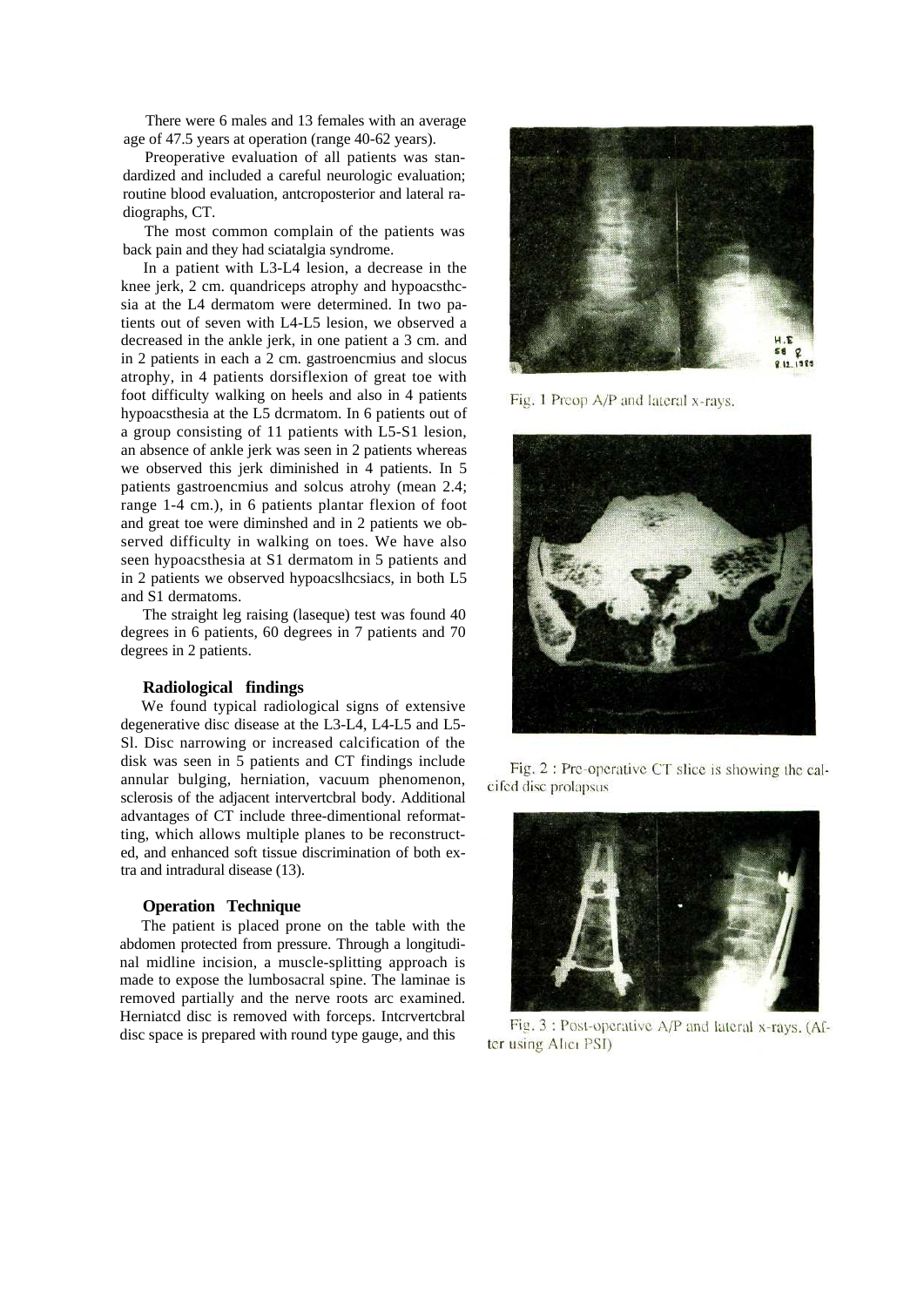There were 6 males and 13 females with an average age of 47.5 years at operation (range 40-62 years).

Preoperative evaluation of all patients was standardized and included a careful neurologic evaluation; routine blood evaluation, antcroposterior and lateral radiographs, CT.

The most common complain of the patients was back pain and they had sciatalgia syndrome.

In a patient with L3-L4 lesion, a decrease in the knee jerk, 2 cm. quandriceps atrophy and hypoacsthcsia at the L4 dermatom were determined. In two patients out of seven with L4-L5 lesion, we observed a decreased in the ankle jerk, in one patient a 3 cm. and in 2 patients in each a 2 cm. gastroencmius and slocus atrophy, in 4 patients dorsiflexion of great toe with foot difficulty walking on heels and also in 4 patients hypoacsthesia at the L5 dcrmatom. In 6 patients out of a group consisting of 11 patients with L5-S1 lesion, an absence of ankle jerk was seen in 2 patients whereas we observed this jerk diminished in 4 patients. In 5 patients gastroencmius and solcus atrohy (mean 2.4; range 1-4 cm.), in 6 patients plantar flexion of foot and great toe were diminshed and in 2 patients we observed difficulty in walking on toes. We have also seen hypoacsthesia at S1 dermatom in 5 patients and in 2 patients we observed hypoacslhcsiacs, in both L5 and S1 dermatoms.

The straight leg raising (laseque) test was found 40 degrees in 6 patients, 60 degrees in 7 patients and 70 degrees in 2 patients.

### Radiological findings

We found typical radiological signs of extensive degenerative disc disease at the L3-L4, L4-L5 and L5-Sl. Disc narrowing or increased calcification of the disk was seen in 5 patients and CT findings include annular bulging, herniation, vacuum phenomenon, sclerosis of the adjacent intervertcbral body. Additional advantages of CT include three-dimentional reformatting, which allows multiple planes to be reconstructed, and enhanced soft tissue discrimination of both extra and intradural disease (13).

### Operation Technique

The patient is placed prone on the table with the abdomen protected from pressure. Through a longitudinal midline incision, a muscle-splitting approach is made to expose the lumbosacral spine. The laminae is removed partially and the nerve roots arc examined. Herniatcd disc is removed with forceps. Intcrvertcbral disc space is prepared with round type gauge, and this

Fig. 1 Preop A/P and lateral x-rays.

Fig. 2 : Pre-operative CT slice is showing the calcifed disc prolapsus

Fig. 3 : Post-operative A/P and lateral x-rays. (After using Alici PSI)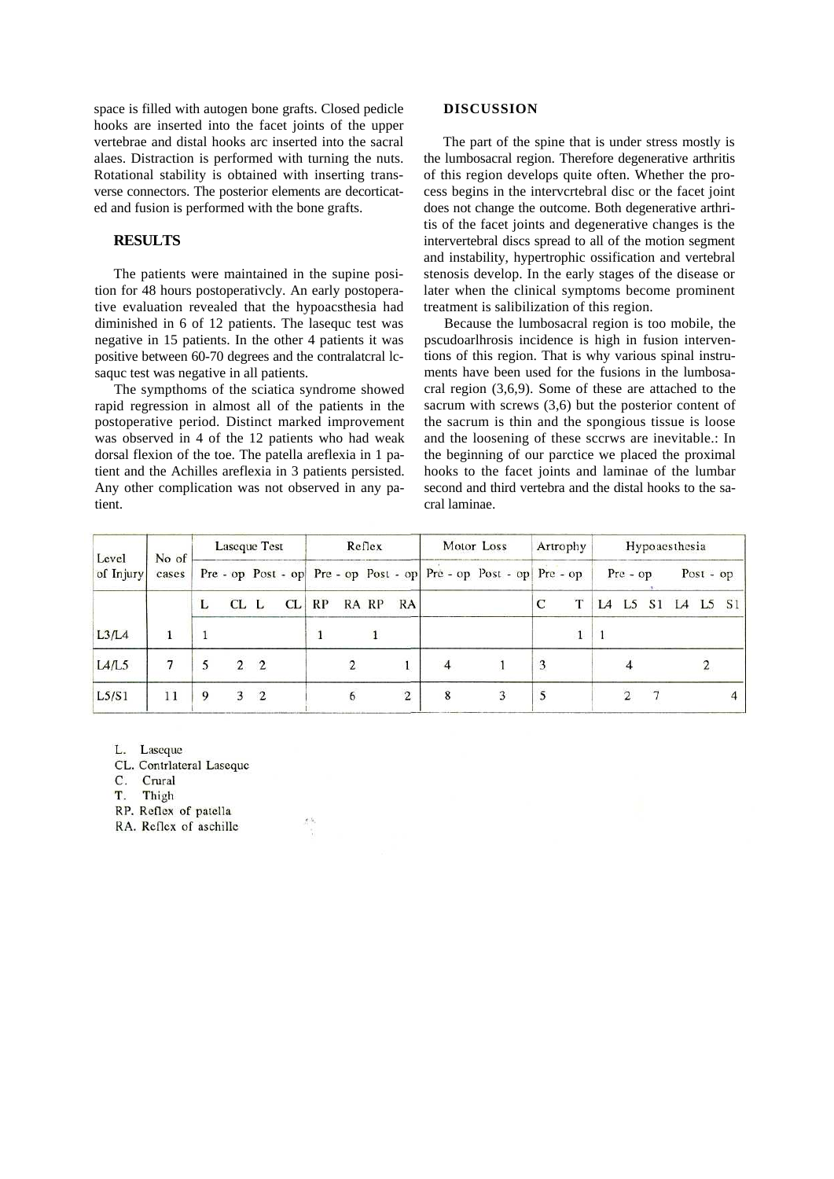space is filled with autogen bone grafts. Closed pedicle hooks are inserted into the facet joints of the upper vertebrae and distal hooks arc inserted into the sacral alaes. Distraction is performed with turning the nuts. Rotational stability is obtained with inserting transverse connectors. The posterior elements are decorticated and fusion is performed with the bone grafts.

## RESULTS

The patients were maintained in the supine position for 48 hours postoperativcly. An early postoperative evaluation revealed that the hypoacsthesia had diminished in 6 of 12 patients. The lasequc test was negative in 15 patients. In the other 4 patients it was positive between 60-70 degrees and the contralatcral lcsaquc test was negative in all patients.

The sympthoms of the sciatica syndrome showed rapid regression in almost all of the patients in the postoperative period. Distinct marked improvement was observed in 4 of the 12 patients who had weak dorsal flexion of the toe. The patella areflexia in 1 patient and the Achilles areflexia in 3 patients persisted. Any other complication was not observed in any patient.

## DISCUSSION

The part of the spine that is under stress mostly is the lumbosacral region. Therefore degenerative arthritis of this region develops quite often. Whether the process begins in the intervcrtebral disc or the facet joint does not change the outcome. Both degenerative arthritis of the facet joints and degenerative changes is the intervertebral discs spread to all of the motion segment and instability, hypertrophic ossification and vertebral stenosis develop. In the early stages of the disease or later when the clinical symptoms become prominent treatment is salibilization of this region.

Because the lumbosacral region is too mobile, the pscudoarlhrosis incidence is high in fusion interventions of this region. That is why various spinal instruments have been used for the fusions in the lumbosacral region (3,6,9). Some of these are attached to the sacrum with screws (3,6) but the posterior content of the sacrum is thin and the spongious tissue is loose and the loosening of these sccrws are inevitable.: In the beginning of our parctice we placed the proximal hooks to the facet joints and laminae of the lumbar second and third vertebra and the distal hooks to the sacral laminae.

| Level of Injury | No of cases | Laseque Test | | | | Reflex | | | | Motor Loss | | Artrophy | | Hypoaesthesia | | | | | |
|---|---|---|---|---|---|---|---|---|---|---|---|---|---|---|---|---|---|---|---|
| | | Pre - op | | Post - op | | Pre - op | | Post - op | | Pre - op | Post - op | Pre - op | | Pre - op | | | Post - op | | |
| | | L | CL | L | CL | RP | RA | RP | RA | | | C | T | L4 | L5 | S1 | L4 | L5 | S1 |
| L3/L4 | 1 | 1 | | | | 1 | 1 | | | | | | 1 | 1 | | | | | |
| L4/L5 | 7 | 5 | 2 | 2 | | | 2 | | 1 | 4 | 1 | 3 | | | 4 | | | 2 | |
| L5/S1 | 11 | 9 | 3 | 2 | | | 6 | | 2 | 8 | 3 | 5 | | | 2 | 7 | | | 4 |

L. Laseque
CL. Contrlateral Laseque
C. Crural
T. Thigh
RP. Reflex of patella
RA. Reflex of aschille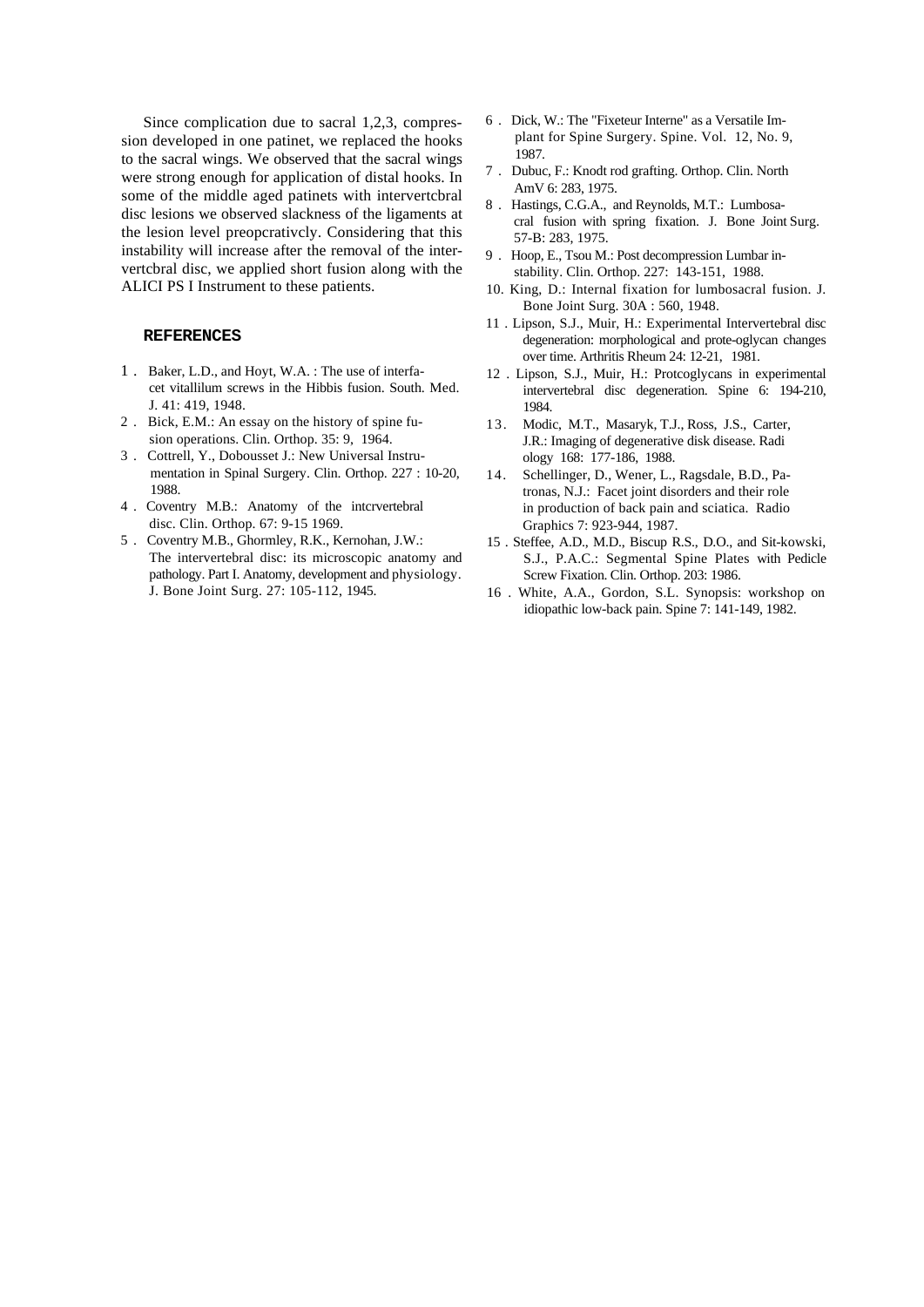Since complication due to sacral 1,2,3, compression developed in one patinet, we replaced the hooks to the sacral wings. We observed that the sacral wings were strong enough for application of distal hooks. In some of the middle aged patinets with intervertcbral disc lesions we observed slackness of the ligaments at the lesion level preopcrativcly. Considering that this instability will increase after the removal of the intervertcbral disc, we applied short fusion along with the ALICI PS I Instrument to these patients.

## REFERENCES

1. Baker, L.D., and Hoyt, W.A. : The use of interfacet vitallilum screws in the Hibbis fusion. South. Med. J. 41: 419, 1948.
2. Bick, E.M.: An essay on the history of spine fusion operations. Clin. Orthop. 35: 9, 1964.
3. Cottrell, Y., Dobousset J.: New Universal Instrumentation in Spinal Surgery. Clin. Orthop. 227 : 10-20, 1988.
4. Coventry M.B.: Anatomy of the intcrvertebral disc. Clin. Orthop. 67: 9-15 1969.
5. Coventry M.B., Ghormley, R.K., Kernohan, J.W.: The intervertebral disc: its microscopic anatomy and pathology. Part I. Anatomy, development and physiology. J. Bone Joint Surg. 27: 105-112, 1945.
6. Dick, W.: The "Fixeteur Interne" as a Versatile Implant for Spine Surgery. Spine. Vol. 12, No. 9, 1987.
7. Dubuc, F.: Knodt rod grafting. Orthop. Clin. North AmV 6: 283, 1975.
8. Hastings, C.G.A., and Reynolds, M.T.: Lumbosacral fusion with spring fixation. J. Bone Joint Surg. 57-B: 283, 1975.
9. Hoop, E., Tsou M.: Post decompression Lumbar instability. Clin. Orthop. 227: 143-151, 1988.
10. King, D.: Internal fixation for lumbosacral fusion. J. Bone Joint Surg. 30A : 560, 1948.
11. Lipson, S.J., Muir, H.: Experimental Intervertebral disc degeneration: morphological and prote-oglycan changes over time. Arthritis Rheum 24: 12-21, 1981.
12. Lipson, S.J., Muir, H.: Protcoglycans in experimental intervertebral disc degeneration. Spine 6: 194-210, 1984.
13. Modic, M.T., Masaryk, T.J., Ross, J.S., Carter, J.R.: Imaging of degenerative disk disease. Radiology 168: 177-186, 1988.
14. Schellinger, D., Wener, L., Ragsdale, B.D., Patronas, N.J.: Facet joint disorders and their role in production of back pain and sciatica. Radio Graphics 7: 923-944, 1987.
15. Steffee, A.D., M.D., Biscup R.S., D.O., and Sit-kowski, S.J., P.A.C.: Segmental Spine Plates with Pedicle Screw Fixation. Clin. Orthop. 203: 1986.
16. White, A.A., Gordon, S.L. Synopsis: workshop on idiopathic low-back pain. Spine 7: 141-149, 1982.